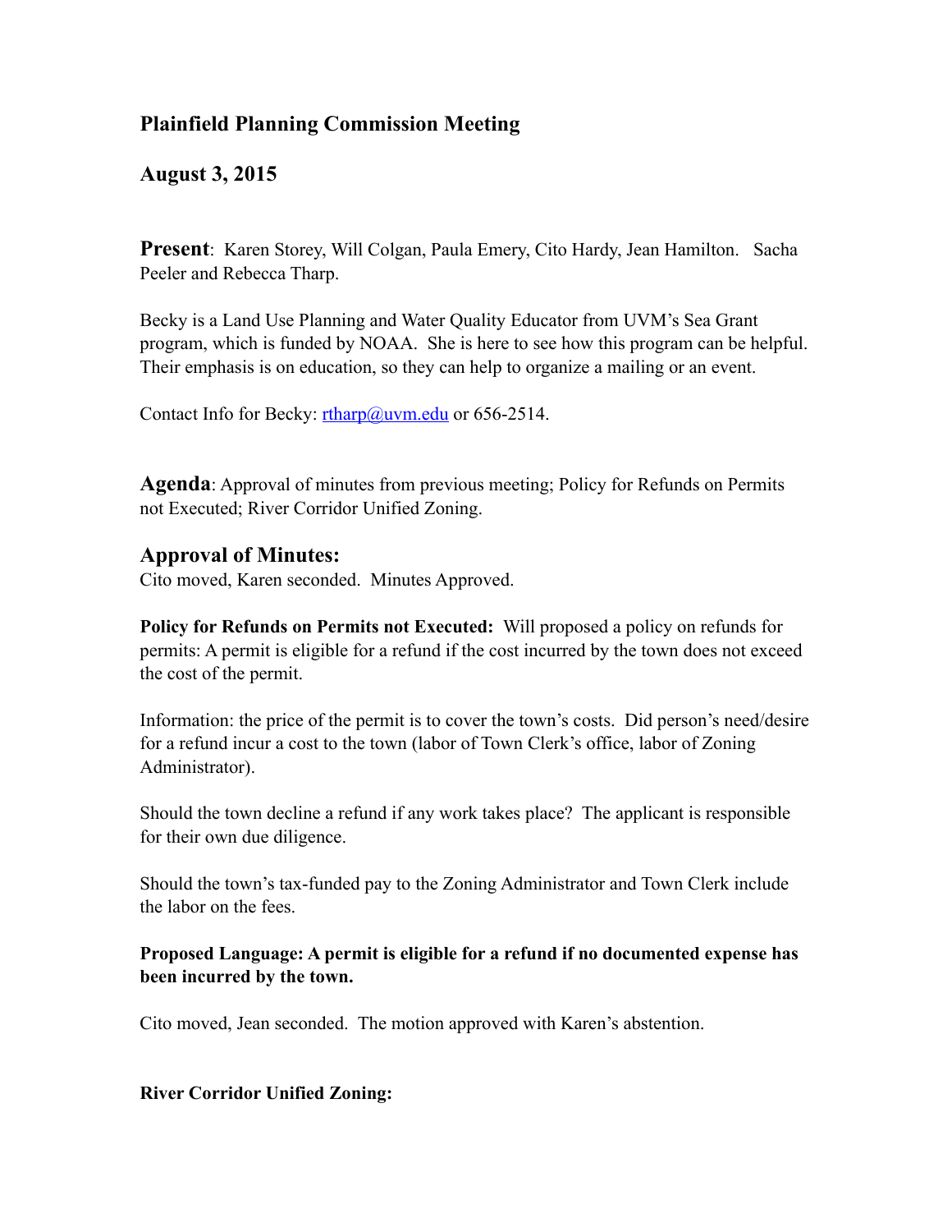## Plainfield Planning Commission Meeting

## August 3, 2015

**Present**: Karen Storey, Will Colgan, Paula Emery, Cito Hardy, Jean Hamilton. Sacha Peeler and Rebecca Tharp.

Becky is a Land Use Planning and Water Quality Educator from UVM's Sea Grant program, which is funded by NOAA. She is here to see how this program can be helpful. Their emphasis is on education, so they can help to organize a mailing or an event.

Contact Info for Becky: rtharp@uvm.edu or 656-2514.

**Agenda**: Approval of minutes from previous meeting; Policy for Refunds on Permits not Executed; River Corridor Unified Zoning.

### Approval of Minutes:

Cito moved, Karen seconded. Minutes Approved.

**Policy for Refunds on Permits not Executed:** Will proposed a policy on refunds for permits: A permit is eligible for a refund if the cost incurred by the town does not exceed the cost of the permit.

Information: the price of the permit is to cover the town's costs. Did person's need/desire for a refund incur a cost to the town (labor of Town Clerk's office, labor of Zoning Administrator).

Should the town decline a refund if any work takes place? The applicant is responsible for their own due diligence.

Should the town's tax-funded pay to the Zoning Administrator and Town Clerk include the labor on the fees.

**Proposed Language: A permit is eligible for a refund if no documented expense has been incurred by the town.**

Cito moved, Jean seconded. The motion approved with Karen's abstention.

**River Corridor Unified Zoning:**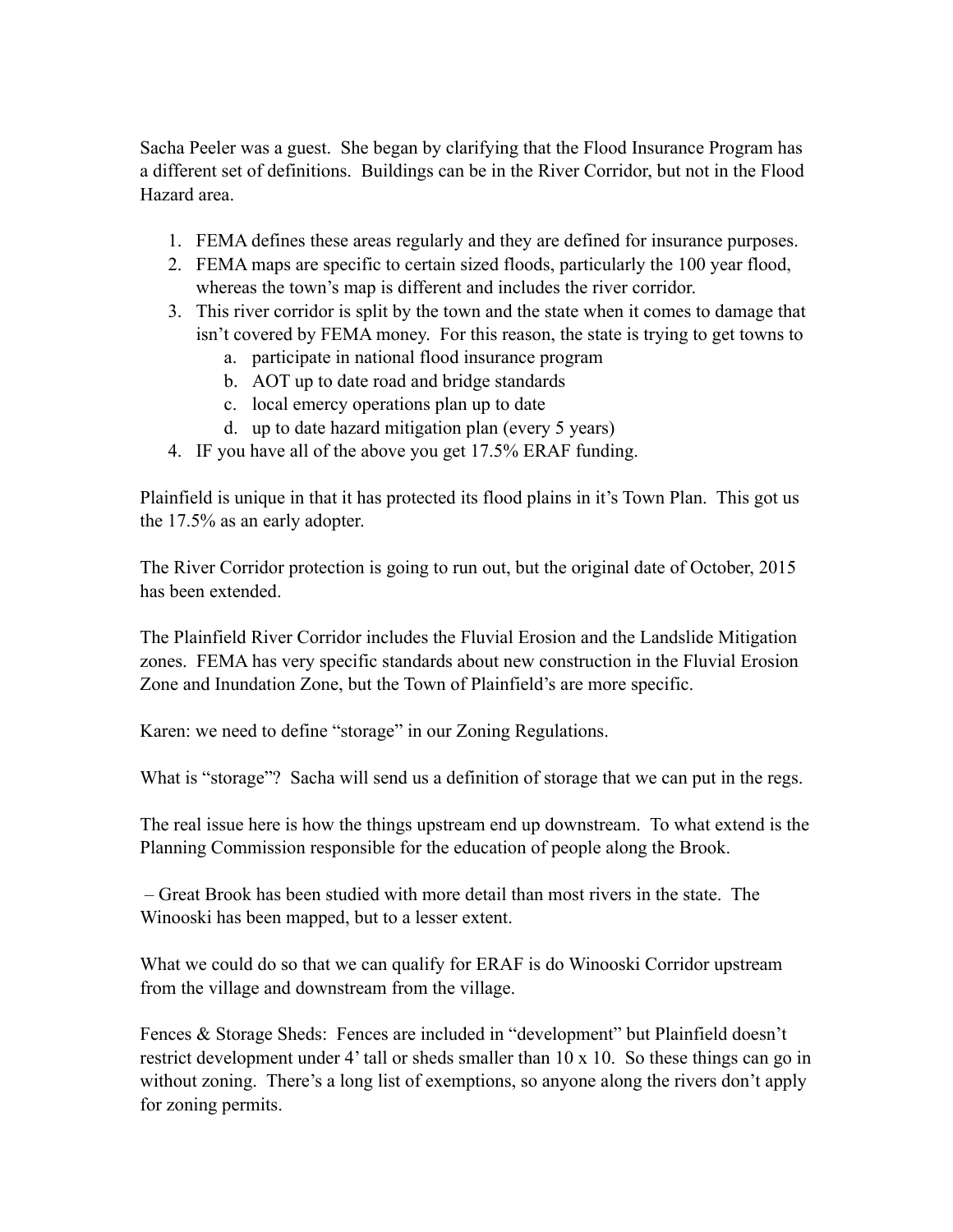Sacha Peeler was a guest. She began by clarifying that the Flood Insurance Program has a different set of definitions. Buildings can be in the River Corridor, but not in the Flood Hazard area.

1. FEMA defines these areas regularly and they are defined for insurance purposes.
2. FEMA maps are specific to certain sized floods, particularly the 100 year flood, whereas the town's map is different and includes the river corridor.
3. This river corridor is split by the town and the state when it comes to damage that isn't covered by FEMA money. For this reason, the state is trying to get towns to
    a. participate in national flood insurance program
    b. AOT up to date road and bridge standards
    c. local emercy operations plan up to date
    d. up to date hazard mitigation plan (every 5 years)
4. IF you have all of the above you get 17.5% ERAF funding.

Plainfield is unique in that it has protected its flood plains in it's Town Plan. This got us the 17.5% as an early adopter.

The River Corridor protection is going to run out, but the original date of October, 2015 has been extended.

The Plainfield River Corridor includes the Fluvial Erosion and the Landslide Mitigation zones. FEMA has very specific standards about new construction in the Fluvial Erosion Zone and Inundation Zone, but the Town of Plainfield's are more specific.

Karen: we need to define "storage" in our Zoning Regulations.

What is "storage"? Sacha will send us a definition of storage that we can put in the regs.

The real issue here is how the things upstream end up downstream. To what extend is the Planning Commission responsible for the education of people along the Brook.

– Great Brook has been studied with more detail than most rivers in the state. The Winooski has been mapped, but to a lesser extent.

What we could do so that we can qualify for ERAF is do Winooski Corridor upstream from the village and downstream from the village.

Fences & Storage Sheds: Fences are included in "development" but Plainfield doesn't restrict development under 4' tall or sheds smaller than 10 x 10. So these things can go in without zoning. There's a long list of exemptions, so anyone along the rivers don't apply for zoning permits.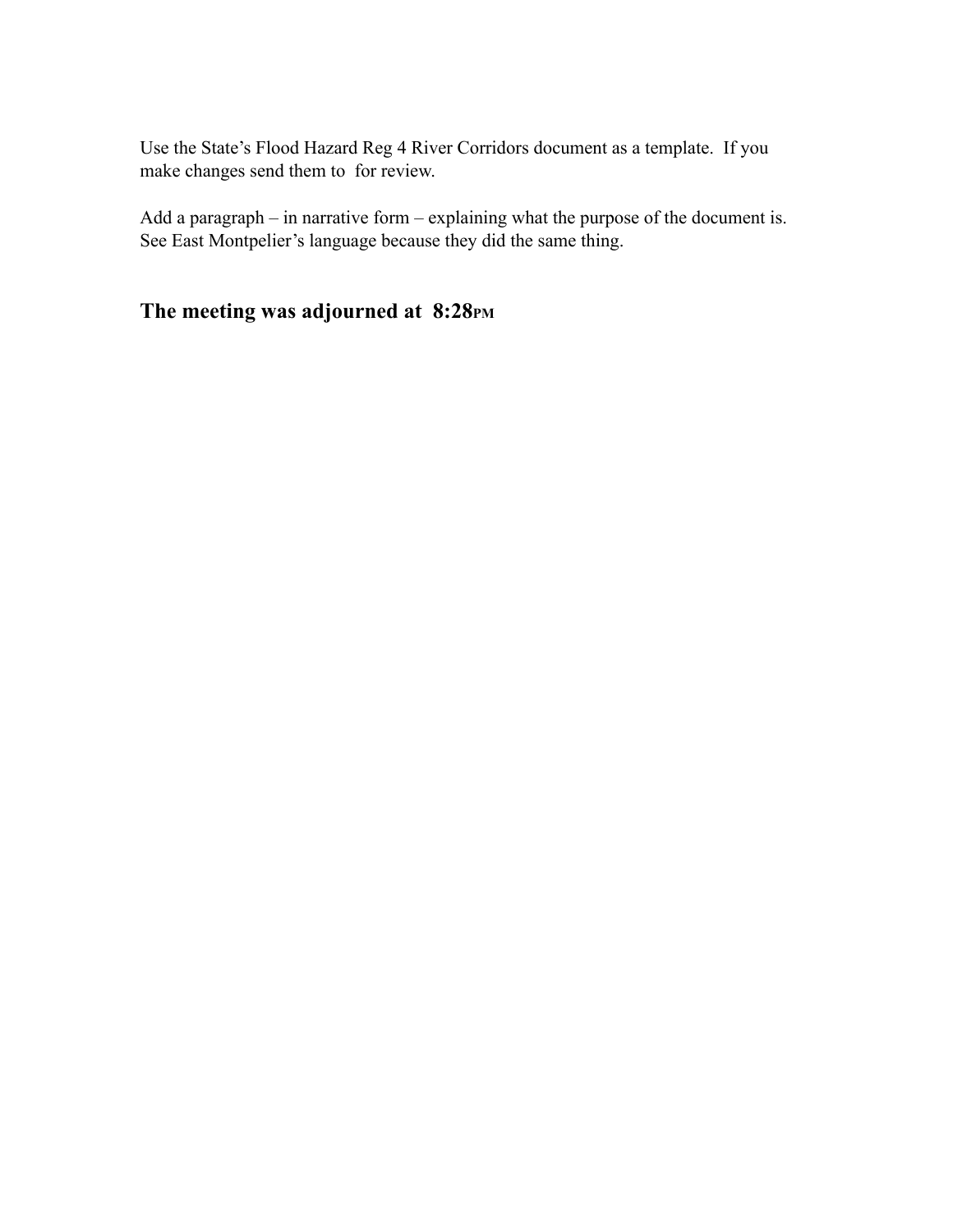Use the State's Flood Hazard Reg 4 River Corridors document as a template.  If you make changes send them to  for review.

Add a paragraph – in narrative form – explaining what the purpose of the document is. See East Montpelier's language because they did the same thing.

**The meeting was adjourned at  8:28PM**